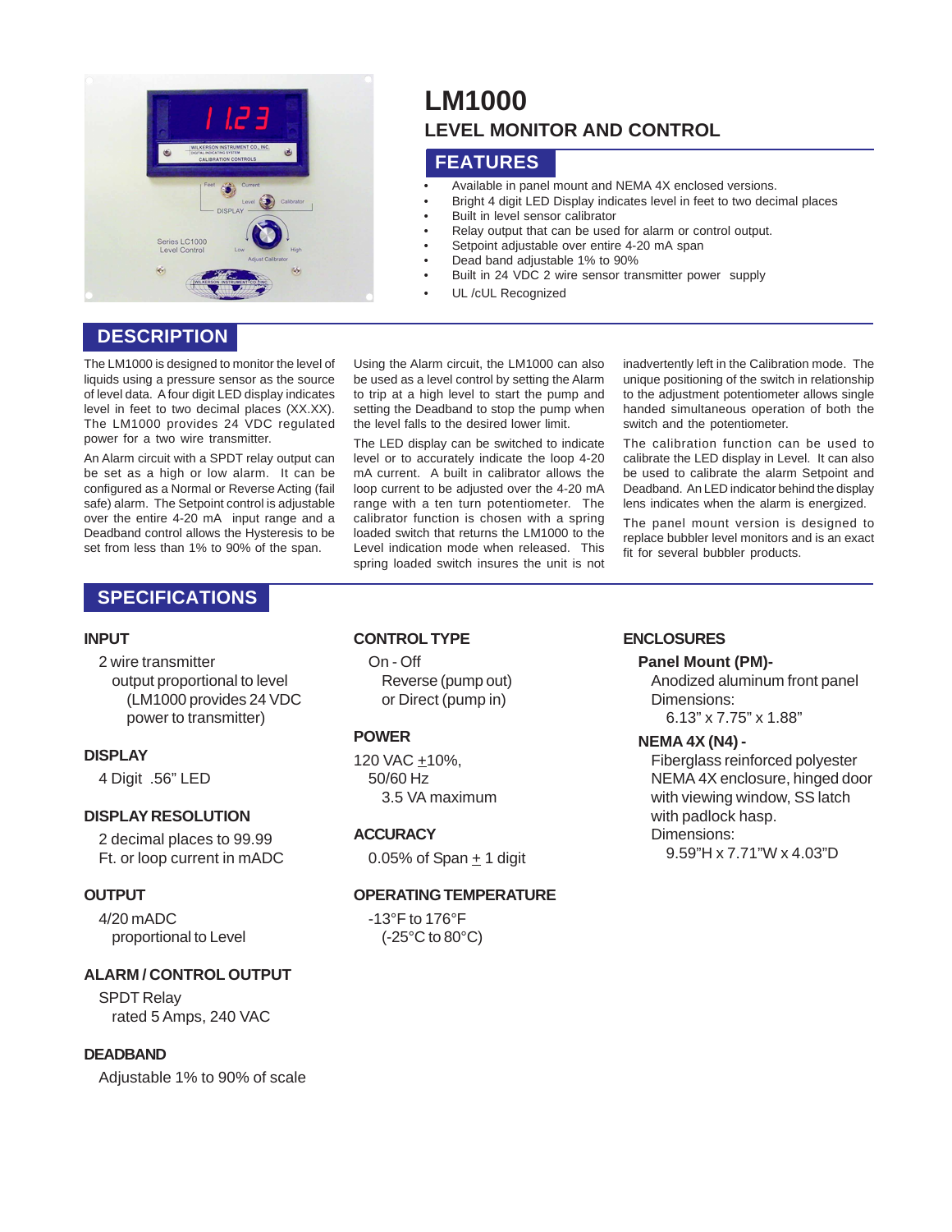# LM1000

## LEVEL MONITOR AND CONTROL

## FEATURES

- Available in panel mount and NEMA 4X enclosed versions.
- Bright 4 digit LED Display indicates level in feet to two decimal places
- Built in level sensor calibrator
- Relay output that can be used for alarm or control output.
- Setpoint adjustable over entire 4-20 mA span
- Dead band adjustable 1% to 90%
- Built in 24 VDC 2 wire sensor transmitter power supply
- UL /cUL Recognized

## DESCRIPTION

The LM1000 is designed to monitor the level of liquids using a pressure sensor as the source of level data. A four digit LED display indicates level in feet to two decimal places (XX.XX). The LM1000 provides 24 VDC regulated power for a two wire transmitter.

An Alarm circuit with a SPDT relay output can be set as a high or low alarm. It can be configured as a Normal or Reverse Acting (fail safe) alarm. The Setpoint control is adjustable over the entire 4-20 mA input range and a Deadband control allows the Hysteresis to be set from less than 1% to 90% of the span.

Using the Alarm circuit, the LM1000 can also be used as a level control by setting the Alarm to trip at a high level to start the pump and setting the Deadband to stop the pump when the level falls to the desired lower limit.

The LED display can be switched to indicate level or to accurately indicate the loop 4-20 mA current. A built in calibrator allows the loop current to be adjusted over the 4-20 mA range with a ten turn potentiometer. The calibrator function is chosen with a spring loaded switch that returns the LM1000 to the Level indication mode when released. This spring loaded switch insures the unit is not inadvertently left in the Calibration mode. The unique positioning of the switch in relationship to the adjustment potentiometer allows single handed simultaneous operation of both the switch and the potentiometer.

The calibration function can be used to calibrate the LED display in Level. It can also be used to calibrate the alarm Setpoint and Deadband. An LED indicator behind the display lens indicates when the alarm is energized.

The panel mount version is designed to replace bubbler level monitors and is an exact fit for several bubbler products.

## SPECIFICATIONS

### INPUT

2 wire transmitter
output proportional to level
(LM1000 provides 24 VDC power to transmitter)

### DISPLAY

4 Digit .56" LED

### DISPLAY RESOLUTION

2 decimal places to 99.99
Ft. or loop current in mADC

### OUTPUT

4/20 mADC
proportional to Level

### ALARM / CONTROL OUTPUT

SPDT Relay
rated 5 Amps, 240 VAC

### DEADBAND

Adjustable 1% to 90% of scale

### CONTROL TYPE

On - Off
Reverse (pump out)
or Direct (pump in)

### POWER

120 VAC ±10%,
50/60 Hz
3.5 VA maximum

### ACCURACY

0.05% of Span ± 1 digit

### OPERATING TEMPERATURE

-13°F to 176°F
(-25°C to 80°C)

### ENCLOSURES

**Panel Mount (PM)-**

Anodized aluminum front panel
Dimensions:
6.13" x 7.75" x 1.88"

**NEMA 4X (N4) -**

Fiberglass reinforced polyester NEMA 4X enclosure, hinged door with viewing window, SS latch with padlock hasp.
Dimensions:
9.59"H x 7.71"W x 4.03"D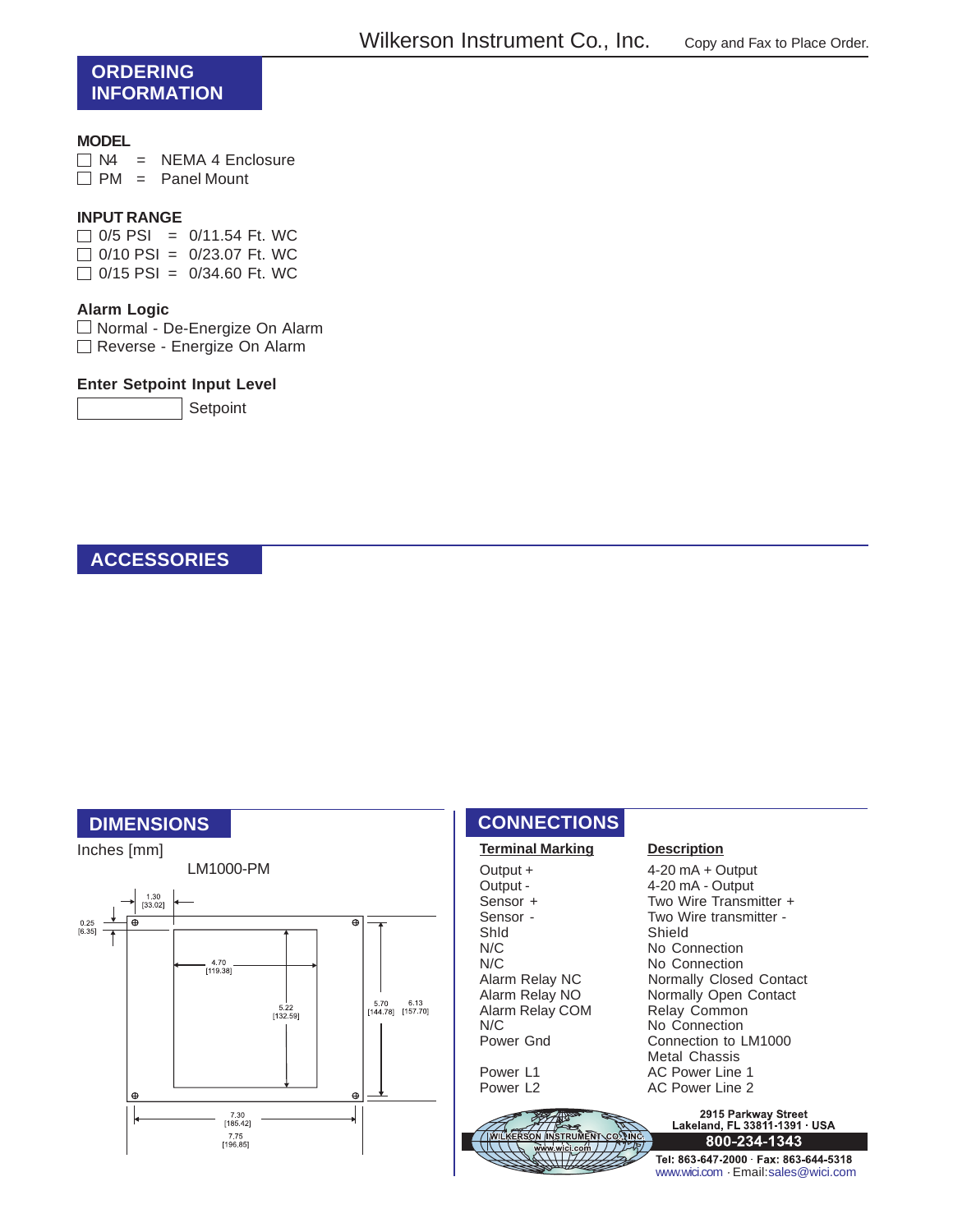Wilkerson Instrument Co., Inc. Copy and Fax to Place Order.

## ORDERING INFORMATION

### MODEL

- ☐ N4 = NEMA 4 Enclosure
- ☐ PM = Panel Mount

### INPUT RANGE

- ☐ 0/5 PSI = 0/11.54 Ft. WC
- ☐ 0/10 PSI = 0/23.07 Ft. WC
- ☐ 0/15 PSI = 0/34.60 Ft. WC

### Alarm Logic

- ☐ Normal - De-Energize On Alarm
- ☐ Reverse - Energize On Alarm

### Enter Setpoint Input Level

\_\_\_\_\_\_\_\_\_\_ Setpoint

## ACCESSORIES

## DIMENSIONS

Inches [mm]

LM1000-PM

1.30
[33.02]

0.25
[6.35]

4.70
[119.38]

5.22
[132.59]

5.70
[144.78]

6.13
[157.70]

7.30
[185.42]

7.75
[196.85]

## CONNECTIONS

| Terminal Marking | Description |
| --- | --- |
| Output + | 4-20 mA + Output |
| Output - | 4-20 mA - Output |
| Sensor + | Two Wire Transmitter + |
| Sensor - | Two Wire transmitter - |
| Shld | Shield |
| N/C | No Connection |
| N/C | No Connection |
| Alarm Relay NC | Normally Closed Contact |
| Alarm Relay NO | Normally Open Contact |
| Alarm Relay COM | Relay Common |
| N/C | No Connection |
| Power Gnd | Connection to LM1000 Metal Chassis |
| Power L1 | AC Power Line 1 |
| Power L2 | AC Power Line 2 |

WILKERSON INSTRUMENT CO., INC.
www.wici.com

2915 Parkway Street
Lakeland, FL 33811-1391 · USA
800-234-1343
Tel: 863-647-2000 · Fax: 863-644-5318
www.wici.com · Email: sales@wici.com